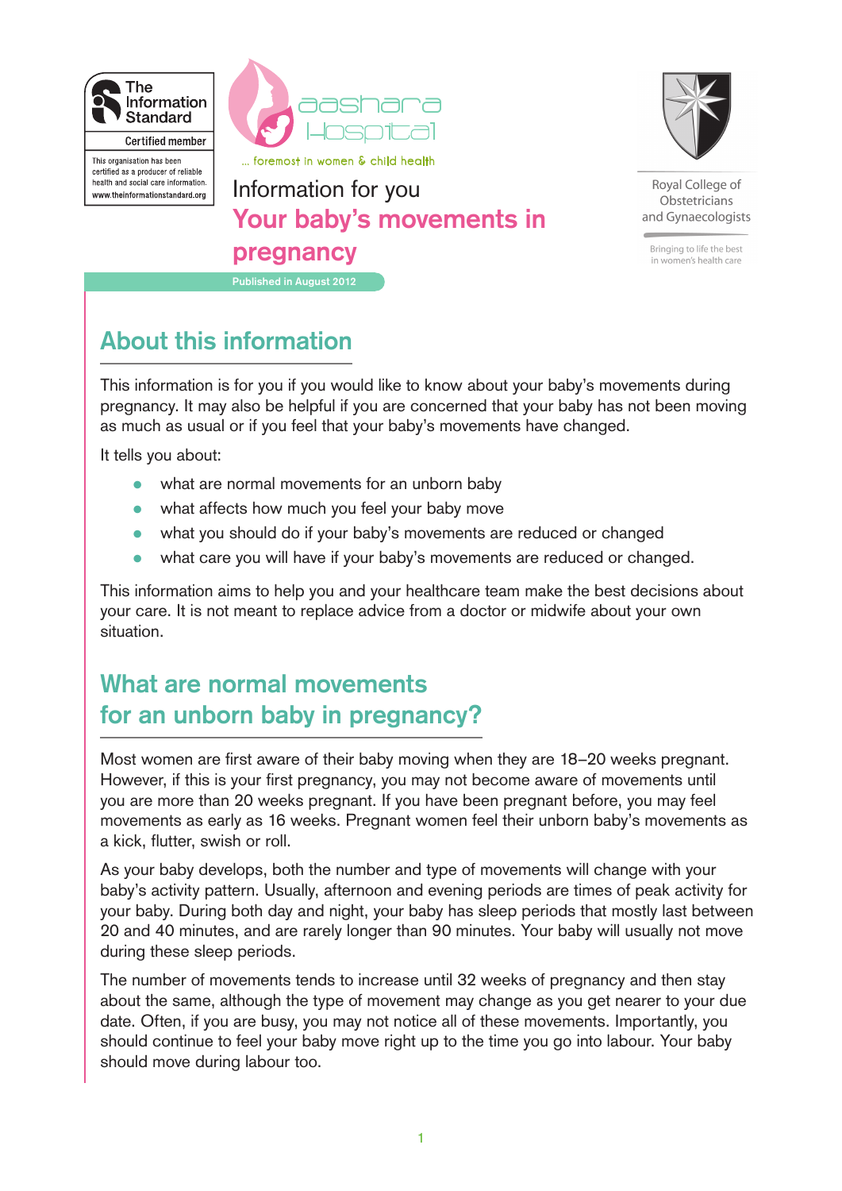The Information Standard

Certified member

This organisation has been certified as a producer of reliable health and social care information.
www.theinformationstandard.org

aashara Hospital

... foremost in women & child health

Royal College of Obstetricians and Gynaecologists

Bringing to life the best in women's health care

Information for you

# Your baby's movements in pregnancy

Published in August 2012

## About this information

This information is for you if you would like to know about your baby's movements during pregnancy. It may also be helpful if you are concerned that your baby has not been moving as much as usual or if you feel that your baby's movements have changed.

It tells you about:

- what are normal movements for an unborn baby
- what affects how much you feel your baby move
- what you should do if your baby's movements are reduced or changed
- what care you will have if your baby's movements are reduced or changed.

This information aims to help you and your healthcare team make the best decisions about your care. It is not meant to replace advice from a doctor or midwife about your own situation.

## What are normal movements for an unborn baby in pregnancy?

Most women are first aware of their baby moving when they are 18–20 weeks pregnant. However, if this is your first pregnancy, you may not become aware of movements until you are more than 20 weeks pregnant. If you have been pregnant before, you may feel movements as early as 16 weeks. Pregnant women feel their unborn baby's movements as a kick, flutter, swish or roll.

As your baby develops, both the number and type of movements will change with your baby's activity pattern. Usually, afternoon and evening periods are times of peak activity for your baby. During both day and night, your baby has sleep periods that mostly last between 20 and 40 minutes, and are rarely longer than 90 minutes. Your baby will usually not move during these sleep periods.

The number of movements tends to increase until 32 weeks of pregnancy and then stay about the same, although the type of movement may change as you get nearer to your due date. Often, if you are busy, you may not notice all of these movements. Importantly, you should continue to feel your baby move right up to the time you go into labour. Your baby should move during labour too.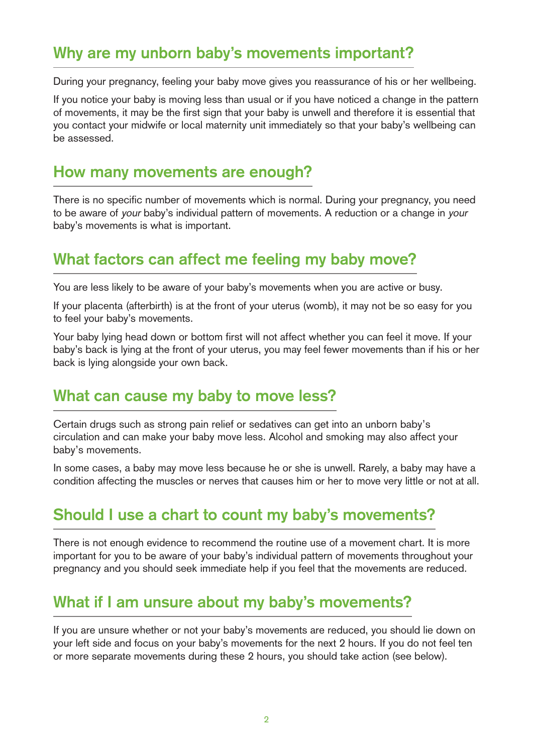## Why are my unborn baby's movements important?

During your pregnancy, feeling your baby move gives you reassurance of his or her wellbeing.

If you notice your baby is moving less than usual or if you have noticed a change in the pattern of movements, it may be the first sign that your baby is unwell and therefore it is essential that you contact your midwife or local maternity unit immediately so that your baby's wellbeing can be assessed.

## How many movements are enough?

There is no specific number of movements which is normal. During your pregnancy, you need to be aware of *your* baby's individual pattern of movements. A reduction or a change in *your* baby's movements is what is important.

## What factors can affect me feeling my baby move?

You are less likely to be aware of your baby's movements when you are active or busy.

If your placenta (afterbirth) is at the front of your uterus (womb), it may not be so easy for you to feel your baby's movements.

Your baby lying head down or bottom first will not affect whether you can feel it move. If your baby's back is lying at the front of your uterus, you may feel fewer movements than if his or her back is lying alongside your own back.

## What can cause my baby to move less?

Certain drugs such as strong pain relief or sedatives can get into an unborn baby's circulation and can make your baby move less. Alcohol and smoking may also affect your baby's movements.

In some cases, a baby may move less because he or she is unwell. Rarely, a baby may have a condition affecting the muscles or nerves that causes him or her to move very little or not at all.

## Should I use a chart to count my baby's movements?

There is not enough evidence to recommend the routine use of a movement chart. It is more important for you to be aware of your baby's individual pattern of movements throughout your pregnancy and you should seek immediate help if you feel that the movements are reduced.

## What if I am unsure about my baby's movements?

If you are unsure whether or not your baby's movements are reduced, you should lie down on your left side and focus on your baby's movements for the next 2 hours. If you do not feel ten or more separate movements during these 2 hours, you should take action (see below).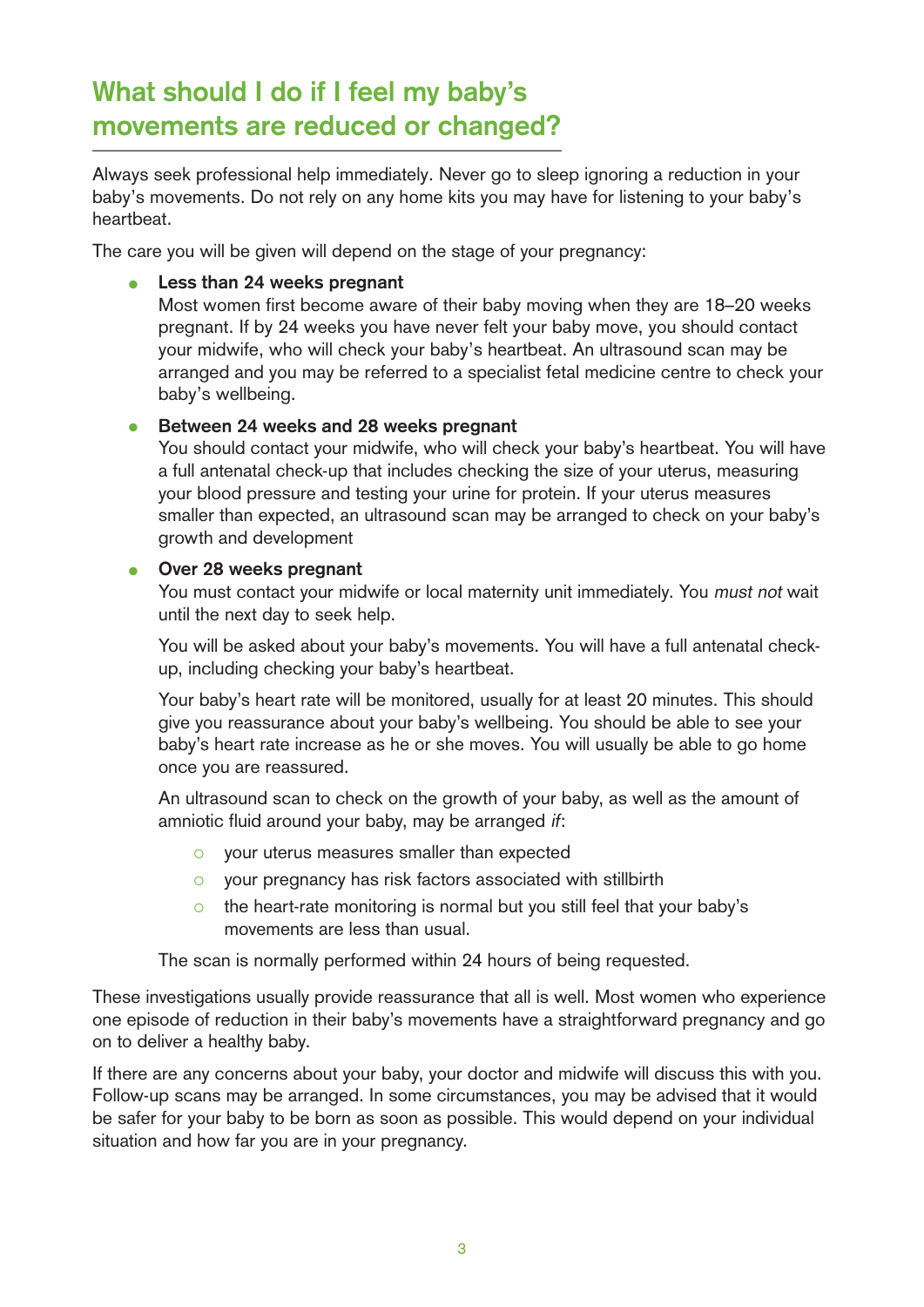## What should I do if I feel my baby's movements are reduced or changed?

Always seek professional help immediately. Never go to sleep ignoring a reduction in your baby's movements. Do not rely on any home kits you may have for listening to your baby's heartbeat.

The care you will be given will depend on the stage of your pregnancy:

- **Less than 24 weeks pregnant**
  Most women first become aware of their baby moving when they are 18–20 weeks pregnant. If by 24 weeks you have never felt your baby move, you should contact your midwife, who will check your baby's heartbeat. An ultrasound scan may be arranged and you may be referred to a specialist fetal medicine centre to check your baby's wellbeing.

- **Between 24 weeks and 28 weeks pregnant**
  You should contact your midwife, who will check your baby's heartbeat. You will have a full antenatal check-up that includes checking the size of your uterus, measuring your blood pressure and testing your urine for protein. If your uterus measures smaller than expected, an ultrasound scan may be arranged to check on your baby's growth and development

- **Over 28 weeks pregnant**
  You must contact your midwife or local maternity unit immediately. You *must not* wait until the next day to seek help.

  You will be asked about your baby's movements. You will have a full antenatal check-up, including checking your baby's heartbeat.

  Your baby's heart rate will be monitored, usually for at least 20 minutes. This should give you reassurance about your baby's wellbeing. You should be able to see your baby's heart rate increase as he or she moves. You will usually be able to go home once you are reassured.

  An ultrasound scan to check on the growth of your baby, as well as the amount of amniotic fluid around your baby, may be arranged *if*:

  - your uterus measures smaller than expected
  - your pregnancy has risk factors associated with stillbirth
  - the heart-rate monitoring is normal but you still feel that your baby's movements are less than usual.

  The scan is normally performed within 24 hours of being requested.

These investigations usually provide reassurance that all is well. Most women who experience one episode of reduction in their baby's movements have a straightforward pregnancy and go on to deliver a healthy baby.

If there are any concerns about your baby, your doctor and midwife will discuss this with you. Follow-up scans may be arranged. In some circumstances, you may be advised that it would be safer for your baby to be born as soon as possible. This would depend on your individual situation and how far you are in your pregnancy.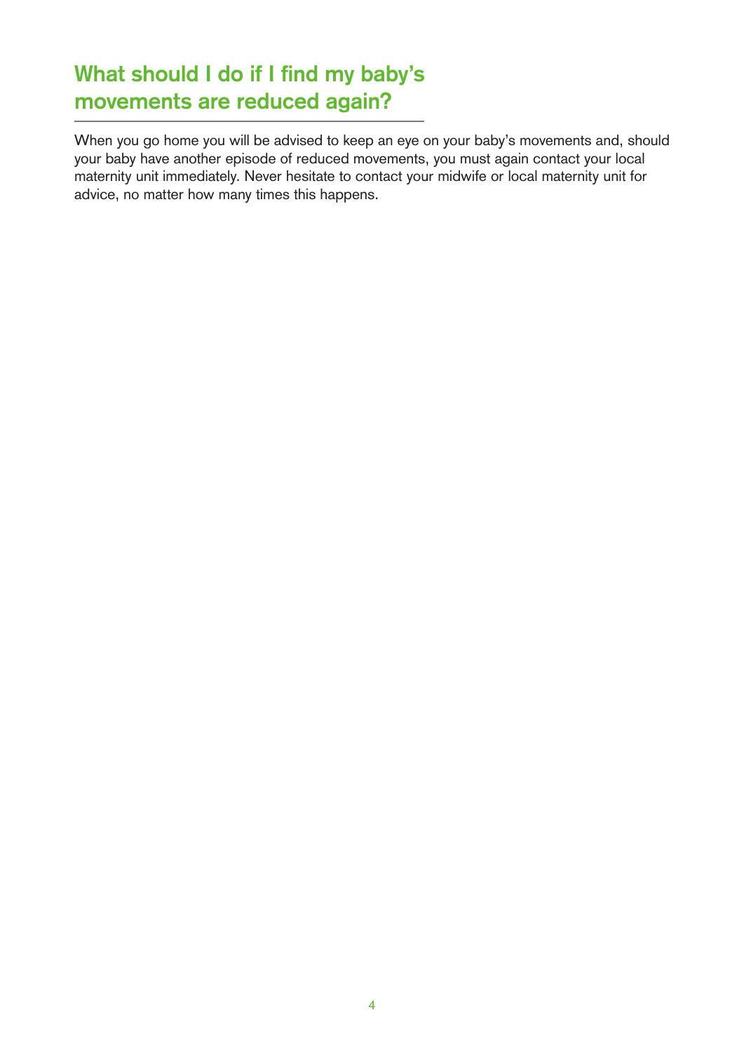## What should I do if I find my baby's movements are reduced again?

When you go home you will be advised to keep an eye on your baby's movements and, should your baby have another episode of reduced movements, you must again contact your local maternity unit immediately. Never hesitate to contact your midwife or local maternity unit for advice, no matter how many times this happens.